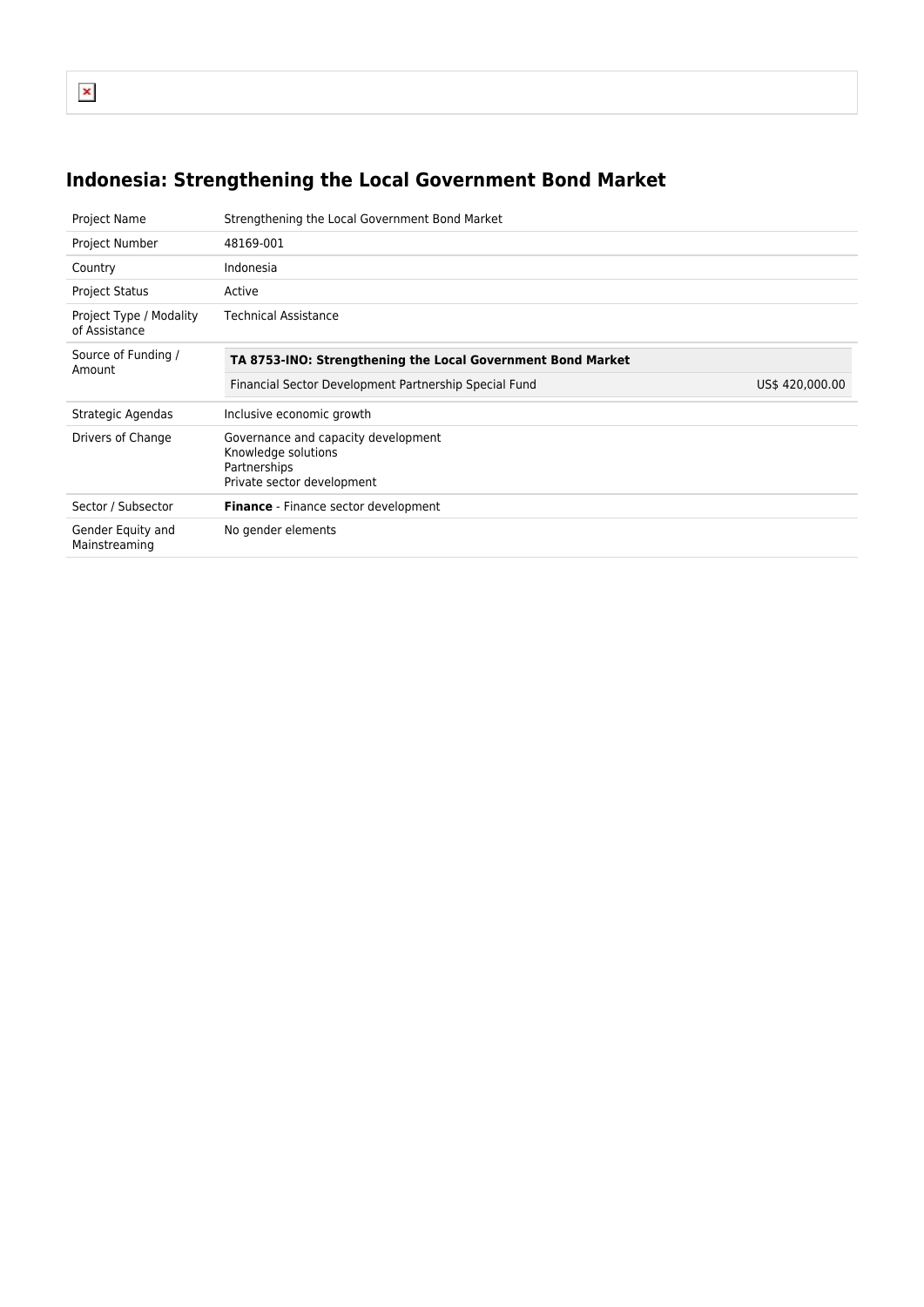# Indonesia: Strengthening the Local Government Bond Market

| | |
|---|---|
| Project Name | Strengthening the Local Government Bond Market |
| Project Number | 48169-001 |
| Country | Indonesia |
| Project Status | Active |
| Project Type / Modality of Assistance | Technical Assistance |
| Source of Funding / Amount | **TA 8753-INO: Strengthening the Local Government Bond Market**<br>Financial Sector Development Partnership Special Fund — US$ 420,000.00 |
| Strategic Agendas | Inclusive economic growth |
| Drivers of Change | Governance and capacity development<br>Knowledge solutions<br>Partnerships<br>Private sector development |
| Sector / Subsector | **Finance** - Finance sector development |
| Gender Equity and Mainstreaming | No gender elements |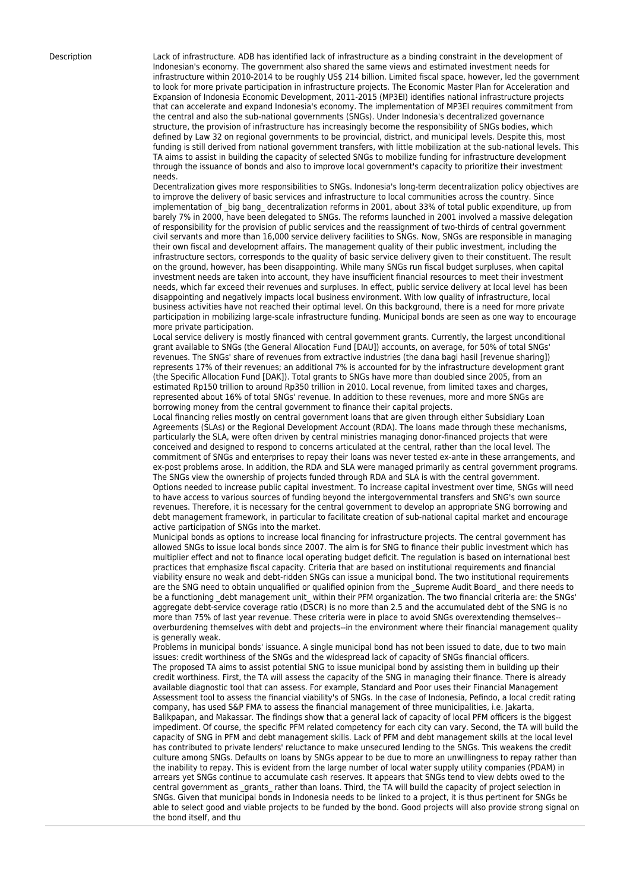Description

Lack of infrastructure. ADB has identified lack of infrastructure as a binding constraint in the development of Indonesian's economy. The government also shared the same views and estimated investment needs for infrastructure within 2010-2014 to be roughly US$ 214 billion. Limited fiscal space, however, led the government to look for more private participation in infrastructure projects. The Economic Master Plan for Acceleration and Expansion of Indonesia Economic Development, 2011-2015 (MP3EI) identifies national infrastructure projects that can accelerate and expand Indonesia's economy. The implementation of MP3EI requires commitment from the central and also the sub-national governments (SNGs). Under Indonesia's decentralized governance structure, the provision of infrastructure has increasingly become the responsibility of SNGs bodies, which defined by Law 32 on regional governments to be provincial, district, and municipal levels. Despite this, most funding is still derived from national government transfers, with little mobilization at the sub-national levels. This TA aims to assist in building the capacity of selected SNGs to mobilize funding for infrastructure development through the issuance of bonds and also to improve local government's capacity to prioritize their investment needs.

Decentralization gives more responsibilities to SNGs. Indonesia's long-term decentralization policy objectives are to improve the delivery of basic services and infrastructure to local communities across the country. Since implementation of _big bang_ decentralization reforms in 2001, about 33% of total public expenditure, up from barely 7% in 2000, have been delegated to SNGs. The reforms launched in 2001 involved a massive delegation of responsibility for the provision of public services and the reassignment of two-thirds of central government civil servants and more than 16,000 service delivery facilities to SNGs. Now, SNGs are responsible in managing their own fiscal and development affairs. The management quality of their public investment, including the infrastructure sectors, corresponds to the quality of basic service delivery given to their constituent. The result on the ground, however, has been disappointing. While many SNGs run fiscal budget surpluses, when capital investment needs are taken into account, they have insufficient financial resources to meet their investment needs, which far exceed their revenues and surpluses. In effect, public service delivery at local level has been disappointing and negatively impacts local business environment. With low quality of infrastructure, local business activities have not reached their optimal level. On this background, there is a need for more private participation in mobilizing large-scale infrastructure funding. Municipal bonds are seen as one way to encourage more private participation.

Local service delivery is mostly financed with central government grants. Currently, the largest unconditional grant available to SNGs (the General Allocation Fund [DAU]) accounts, on average, for 50% of total SNGs' revenues. The SNGs' share of revenues from extractive industries (the dana bagi hasil [revenue sharing]) represents 17% of their revenues; an additional 7% is accounted for by the infrastructure development grant (the Specific Allocation Fund [DAK]). Total grants to SNGs have more than doubled since 2005, from an estimated Rp150 trillion to around Rp350 trillion in 2010. Local revenue, from limited taxes and charges, represented about 16% of total SNGs' revenue. In addition to these revenues, more and more SNGs are borrowing money from the central government to finance their capital projects.

Local financing relies mostly on central government loans that are given through either Subsidiary Loan Agreements (SLAs) or the Regional Development Account (RDA). The loans made through these mechanisms, particularly the SLA, were often driven by central ministries managing donor-financed projects that were conceived and designed to respond to concerns articulated at the central, rather than the local level. The commitment of SNGs and enterprises to repay their loans was never tested ex-ante in these arrangements, and ex-post problems arose. In addition, the RDA and SLA were managed primarily as central government programs. The SNGs view the ownership of projects funded through RDA and SLA is with the central government.

Options needed to increase public capital investment. To increase capital investment over time, SNGs will need to have access to various sources of funding beyond the intergovernmental transfers and SNG's own source revenues. Therefore, it is necessary for the central government to develop an appropriate SNG borrowing and debt management framework, in particular to facilitate creation of sub-national capital market and encourage active participation of SNGs into the market.

Municipal bonds as options to increase local financing for infrastructure projects. The central government has allowed SNGs to issue local bonds since 2007. The aim is for SNG to finance their public investment which has multiplier effect and not to finance local operating budget deficit. The regulation is based on international best practices that emphasize fiscal capacity. Criteria that are based on institutional requirements and financial viability ensure no weak and debt-ridden SNGs can issue a municipal bond. The two institutional requirements are the SNG need to obtain unqualified or qualified opinion from the _Supreme Audit Board_ and there needs to be a functioning _debt management unit_ within their PFM organization. The two financial criteria are: the SNGs' aggregate debt-service coverage ratio (DSCR) is no more than 2.5 and the accumulated debt of the SNG is no more than 75% of last year revenue. These criteria were in place to avoid SNGs overextending themselves--overburdening themselves with debt and projects--in the environment where their financial management quality is generally weak.

Problems in municipal bonds' issuance. A single municipal bond has not been issued to date, due to two main issues: credit worthiness of the SNGs and the widespread lack of capacity of SNGs financial officers.

The proposed TA aims to assist potential SNG to issue municipal bond by assisting them in building up their credit worthiness. First, the TA will assess the capacity of the SNG in managing their finance. There is already available diagnostic tool that can assess. For example, Standard and Poor uses their Financial Management Assessment tool to assess the financial viability's of SNGs. In the case of Indonesia, Pefindo, a local credit rating company, has used S&P FMA to assess the financial management of three municipalities, i.e. Jakarta, Balikpapan, and Makassar. The findings show that a general lack of capacity of local PFM officers is the biggest impediment. Of course, the specific PFM related competency for each city can vary. Second, the TA will build the capacity of SNG in PFM and debt management skills. Lack of PFM and debt management skills at the local level has contributed to private lenders' reluctance to make unsecured lending to the SNGs. This weakens the credit culture among SNGs. Defaults on loans by SNGs appear to be due to more an unwillingness to repay rather than the inability to repay. This is evident from the large number of local water supply utility companies (PDAM) in arrears yet SNGs continue to accumulate cash reserves. It appears that SNGs tend to view debts owed to the central government as _grants_ rather than loans. Third, the TA will build the capacity of project selection in SNGs. Given that municipal bonds in Indonesia needs to be linked to a project, it is thus pertinent for SNGs be able to select good and viable projects to be funded by the bond. Good projects will also provide strong signal on the bond itself, and thu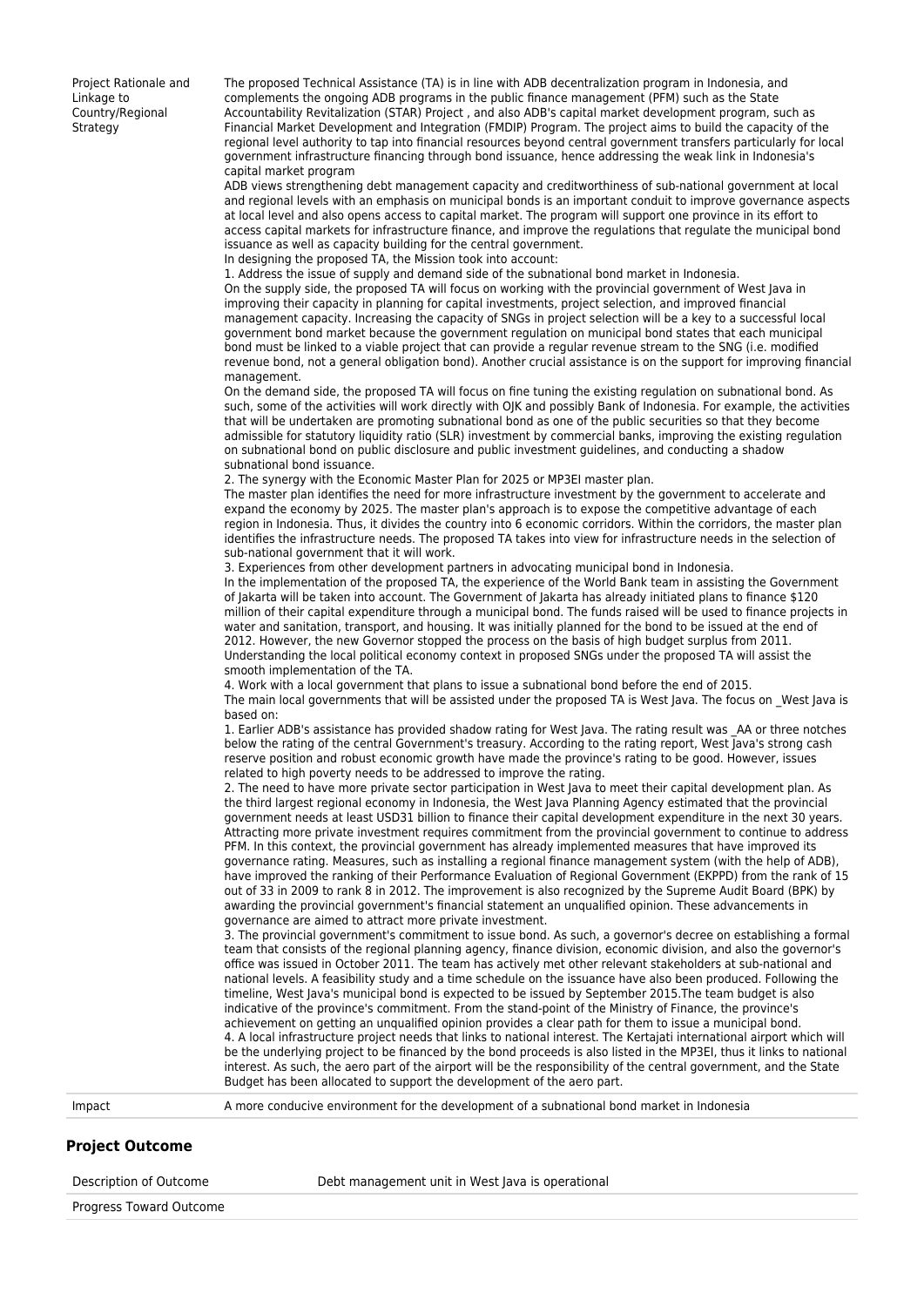| | |
|---|---|
| Project Rationale and Linkage to Country/Regional Strategy | The proposed Technical Assistance (TA) is in line with ADB decentralization program in Indonesia, and complements the ongoing ADB programs in the public finance management (PFM) such as the State Accountability Revitalization (STAR) Project , and also ADB's capital market development program, such as Financial Market Development and Integration (FMDIP) Program. The project aims to build the capacity of the regional level authority to tap into financial resources beyond central government transfers particularly for local government infrastructure financing through bond issuance, hence addressing the weak link in Indonesia's capital market program<br>ADB views strengthening debt management capacity and creditworthiness of sub-national government at local and regional levels with an emphasis on municipal bonds is an important conduit to improve governance aspects at local level and also opens access to capital market. The program will support one province in its effort to access capital markets for infrastructure finance, and improve the regulations that regulate the municipal bond issuance as well as capacity building for the central government.<br>In designing the proposed TA, the Mission took into account:<br>1. Address the issue of supply and demand side of the subnational bond market in Indonesia.<br>On the supply side, the proposed TA will focus on working with the provincial government of West Java in improving their capacity in planning for capital investments, project selection, and improved financial management capacity. Increasing the capacity of SNGs in project selection will be a key to a successful local government bond market because the government regulation on municipal bond states that each municipal bond must be linked to a viable project that can provide a regular revenue stream to the SNG (i.e. modified revenue bond, not a general obligation bond). Another crucial assistance is on the support for improving financial management.<br>On the demand side, the proposed TA will focus on fine tuning the existing regulation on subnational bond. As such, some of the activities will work directly with OJK and possibly Bank of Indonesia. For example, the activities that will be undertaken are promoting subnational bond as one of the public securities so that they become admissible for statutory liquidity ratio (SLR) investment by commercial banks, improving the existing regulation on subnational bond on public disclosure and public investment guidelines, and conducting a shadow subnational bond issuance.<br>2. The synergy with the Economic Master Plan for 2025 or MP3EI master plan.<br>The master plan identifies the need for more infrastructure investment by the government to accelerate and expand the economy by 2025. The master plan's approach is to expose the competitive advantage of each region in Indonesia. Thus, it divides the country into 6 economic corridors. Within the corridors, the master plan identifies the infrastructure needs. The proposed TA takes into view for infrastructure needs in the selection of sub-national government that it will work.<br>3. Experiences from other development partners in advocating municipal bond in Indonesia.<br>In the implementation of the proposed TA, the experience of the World Bank team in assisting the Government of Jakarta will be taken into account. The Government of Jakarta has already initiated plans to finance $120 million of their capital expenditure through a municipal bond. The funds raised will be used to finance projects in water and sanitation, transport, and housing. It was initially planned for the bond to be issued at the end of 2012. However, the new Governor stopped the process on the basis of high budget surplus from 2011. Understanding the local political economy context in proposed SNGs under the proposed TA will assist the smooth implementation of the TA.<br>4. Work with a local government that plans to issue a subnational bond before the end of 2015.<br>The main local governments that will be assisted under the proposed TA is West Java. The focus on _West Java is based on:<br>1. Earlier ADB's assistance has provided shadow rating for West Java. The rating result was _AA or three notches below the rating of the central Government's treasury. According to the rating report, West Java's strong cash reserve position and robust economic growth have made the province's rating to be good. However, issues related to high poverty needs to be addressed to improve the rating.<br>2. The need to have more private sector participation in West Java to meet their capital development plan. As the third largest regional economy in Indonesia, the West Java Planning Agency estimated that the provincial government needs at least USD31 billion to finance their capital development expenditure in the next 30 years. Attracting more private investment requires commitment from the provincial government to continue to address PFM. In this context, the provincial government has already implemented measures that have improved its governance rating. Measures, such as installing a regional finance management system (with the help of ADB), have improved the ranking of their Performance Evaluation of Regional Government (EKPPD) from the rank of 15 out of 33 in 2009 to rank 8 in 2012. The improvement is also recognized by the Supreme Audit Board (BPK) by awarding the provincial government's financial statement an unqualified opinion. These advancements in governance are aimed to attract more private investment.<br>3. The provincial government's commitment to issue bond. As such, a governor's decree on establishing a formal team that consists of the regional planning agency, finance division, economic division, and also the governor's office was issued in October 2011. The team has actively met other relevant stakeholders at sub-national and national levels. A feasibility study and a time schedule on the issuance have also been produced. Following the timeline, West Java's municipal bond is expected to be issued by September 2015.The team budget is also indicative of the province's commitment. From the stand-point of the Ministry of Finance, the province's achievement on getting an unqualified opinion provides a clear path for them to issue a municipal bond.<br>4. A local infrastructure project needs that links to national interest. The Kertajati international airport which will be the underlying project to be financed by the bond proceeds is also listed in the MP3EI, thus it links to national interest. As such, the aero part of the airport will be the responsibility of the central government, and the State Budget has been allocated to support the development of the aero part. |
| Impact | A more conducive environment for the development of a subnational bond market in Indonesia |

## Project Outcome

| | |
|---|---|
| Description of Outcome | Debt management unit in West Java is operational |
| Progress Toward Outcome | |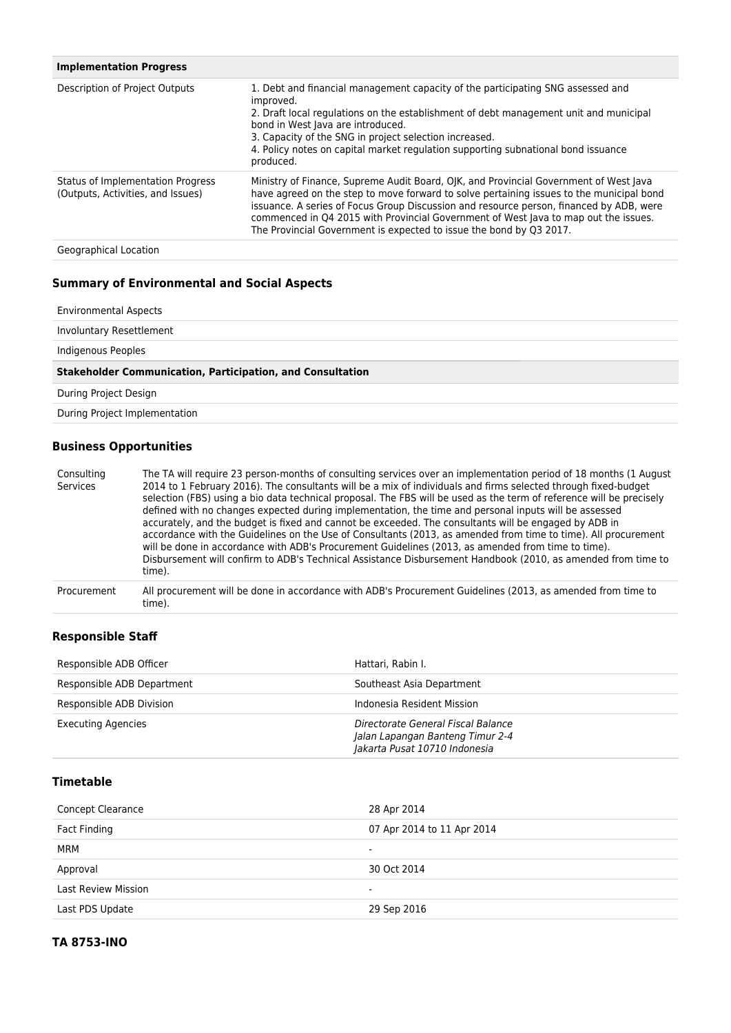| Implementation Progress | |
|---|---|
| Description of Project Outputs | 1. Debt and financial management capacity of the participating SNG assessed and improved.<br>2. Draft local regulations on the establishment of debt management unit and municipal bond in West Java are introduced.<br>3. Capacity of the SNG in project selection increased.<br>4. Policy notes on capital market regulation supporting subnational bond issuance produced. |
| Status of Implementation Progress (Outputs, Activities, and Issues) | Ministry of Finance, Supreme Audit Board, OJK, and Provincial Government of West Java have agreed on the step to move forward to solve pertaining issues to the municipal bond issuance. A series of Focus Group Discussion and resource person, financed by ADB, were commenced in Q4 2015 with Provincial Government of West Java to map out the issues. The Provincial Government is expected to issue the bond by Q3 2017. |
| Geographical Location | |

## Summary of Environmental and Social Aspects

| | |
|---|---|
| Environmental Aspects | |
| Involuntary Resettlement | |
| Indigenous Peoples | |
| **Stakeholder Communication, Participation, and Consultation** | |
| During Project Design | |
| During Project Implementation | |

## Business Opportunities

| | |
|---|---|
| Consulting Services | The TA will require 23 person-months of consulting services over an implementation period of 18 months (1 August 2014 to 1 February 2016). The consultants will be a mix of individuals and firms selected through fixed-budget selection (FBS) using a bio data technical proposal. The FBS will be used as the term of reference will be precisely defined with no changes expected during implementation, the time and personal inputs will be assessed accurately, and the budget is fixed and cannot be exceeded. The consultants will be engaged by ADB in accordance with the Guidelines on the Use of Consultants (2013, as amended from time to time). All procurement will be done in accordance with ADB's Procurement Guidelines (2013, as amended from time to time). Disbursement will confirm to ADB's Technical Assistance Disbursement Handbook (2010, as amended from time to time). |
| Procurement | All procurement will be done in accordance with ADB's Procurement Guidelines (2013, as amended from time to time). |

## Responsible Staff

| | |
|---|---|
| Responsible ADB Officer | Hattari, Rabin I. |
| Responsible ADB Department | Southeast Asia Department |
| Responsible ADB Division | Indonesia Resident Mission |
| Executing Agencies | *Directorate General Fiscal Balance*<br>*Jalan Lapangan Banteng Timur 2-4*<br>*Jakarta Pusat 10710 Indonesia* |

## Timetable

| | |
|---|---|
| Concept Clearance | 28 Apr 2014 |
| Fact Finding | 07 Apr 2014 to 11 Apr 2014 |
| MRM | - |
| Approval | 30 Oct 2014 |
| Last Review Mission | - |
| Last PDS Update | 29 Sep 2016 |

## TA 8753-INO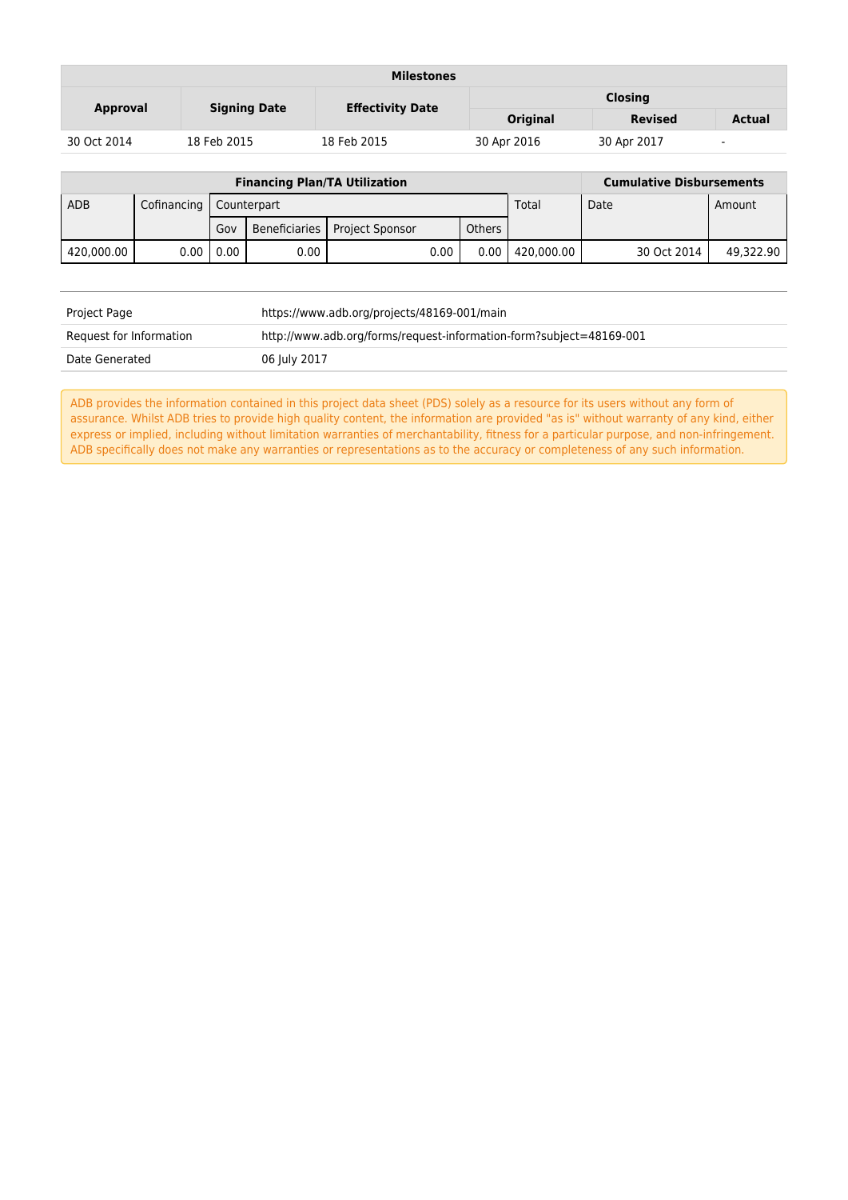| Milestones | | | | | |
|---|---|---|---|---|---|
| Approval | Signing Date | Effectivity Date | Closing | | |
| | | | Original | Revised | Actual |
| 30 Oct 2014 | 18 Feb 2015 | 18 Feb 2015 | 30 Apr 2016 | 30 Apr 2017 | - |

| Financing Plan/TA Utilization | | | | | | | Cumulative Disbursements | |
|---|---|---|---|---|---|---|---|---|
| ADB | Cofinancing | Counterpart | | | | Total | Date | Amount |
| | | Gov | Beneficiaries | Project Sponsor | Others | | | |
| 420,000.00 | 0.00 | 0.00 | 0.00 | 0.00 | 0.00 | 420,000.00 | 30 Oct 2014 | 49,322.90 |

| | |
|---|---|
| Project Page | https://www.adb.org/projects/48169-001/main |
| Request for Information | http://www.adb.org/forms/request-information-form?subject=48169-001 |
| Date Generated | 06 July 2017 |

ADB provides the information contained in this project data sheet (PDS) solely as a resource for its users without any form of assurance. Whilst ADB tries to provide high quality content, the information are provided "as is" without warranty of any kind, either express or implied, including without limitation warranties of merchantability, fitness for a particular purpose, and non-infringement. ADB specifically does not make any warranties or representations as to the accuracy or completeness of any such information.